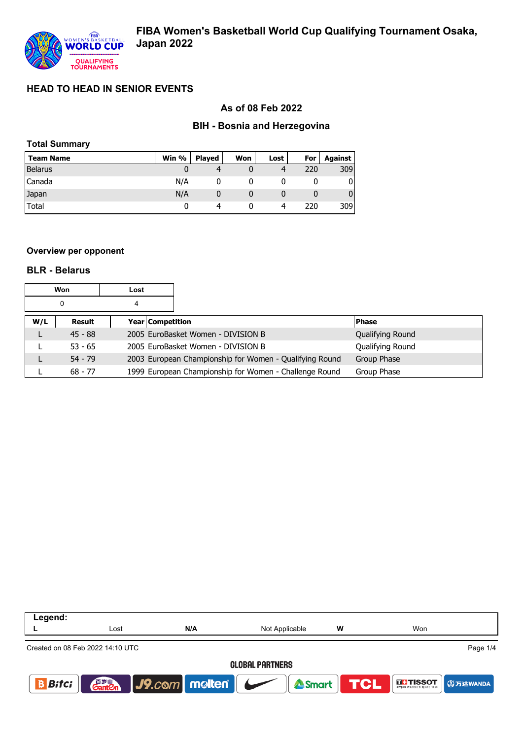# FIBA Women's Basketball World Cup Qualifying Tournament Osaka, Japan 2022

## HEAD TO HEAD IN SENIOR EVENTS

### As of 08 Feb 2022

### BIH - Bosnia and Herzegovina

**Total Summary**

| Team Name | Win % | Played | Won | Lost | For | Against |
|---|---|---|---|---|---|---|
| Belarus | 0 | 4 | 0 | 4 | 220 | 309 |
| Canada | N/A | 0 | 0 | 0 | 0 | 0 |
| Japan | N/A | 0 | 0 | 0 | 0 | 0 |
| Total | 0 | 4 | 0 | 4 | 220 | 309 |

**Overview per opponent**

### BLR - Belarus

| Won | Lost |
|---|---|
| 0 | 4 |

| W/L | Result | Year | Competition | Phase |
|---|---|---|---|---|
| L | 45 - 88 | 2005 | EuroBasket Women - DIVISION B | Qualifying Round |
| L | 53 - 65 | 2005 | EuroBasket Women - DIVISION B | Qualifying Round |
| L | 54 - 79 | 2003 | European Championship for Women - Qualifying Round | Group Phase |
| L | 68 - 77 | 1999 | European Championship for Women - Challenge Round | Group Phase |

| Legend: | | | | | |
|---|---|---|---|---|---|
| L | Lost | N/A | Not Applicable | W | Won |

Created on 08 Feb 2022 14:10 UTC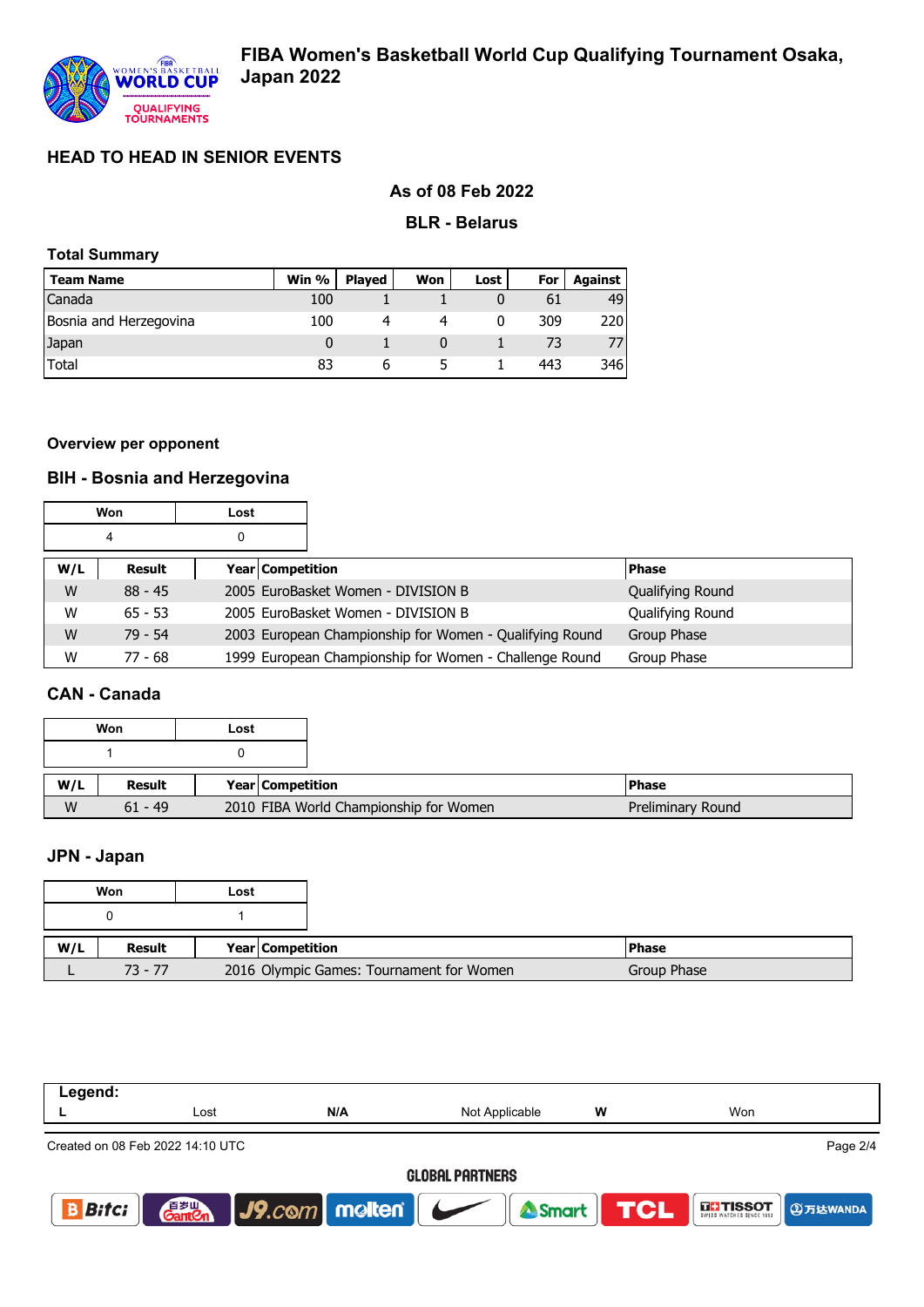# FIBA Women's Basketball World Cup Qualifying Tournament Osaka, Japan 2022

## HEAD TO HEAD IN SENIOR EVENTS

**As of 08 Feb 2022**

**BLR - Belarus**

### Total Summary

| Team Name | Win % | Played | Won | Lost | For | Against |
|---|---|---|---|---|---|---|
| Canada | 100 | 1 | 1 | 0 | 61 | 49 |
| Bosnia and Herzegovina | 100 | 4 | 4 | 0 | 309 | 220 |
| Japan | 0 | 1 | 0 | 1 | 73 | 77 |
| Total | 83 | 6 | 5 | 1 | 443 | 346 |

### Overview per opponent

### BIH - Bosnia and Herzegovina

| Won | Lost |
|---|---|
| 4 | 0 |

| W/L | Result | Year | Competition | Phase |
|---|---|---|---|---|
| W | 88 - 45 | 2005 | EuroBasket Women - DIVISION B | Qualifying Round |
| W | 65 - 53 | 2005 | EuroBasket Women - DIVISION B | Qualifying Round |
| W | 79 - 54 | 2003 | European Championship for Women - Qualifying Round | Group Phase |
| W | 77 - 68 | 1999 | European Championship for Women - Challenge Round | Group Phase |

### CAN - Canada

| Won | Lost |
|---|---|
| 1 | 0 |

| W/L | Result | Year | Competition | Phase |
|---|---|---|---|---|
| W | 61 - 49 | 2010 | FIBA World Championship for Women | Preliminary Round |

### JPN - Japan

| Won | Lost |
|---|---|
| 0 | 1 |

| W/L | Result | Year | Competition | Phase |
|---|---|---|---|---|
| L | 73 - 77 | 2016 | Olympic Games: Tournament for Women | Group Phase |

**Legend:**

| | | | | | |
|---|---|---|---|---|---|
| L | Lost | N/A | Not Applicable | W | Won |

Created on 08 Feb 2022 14:10 UTC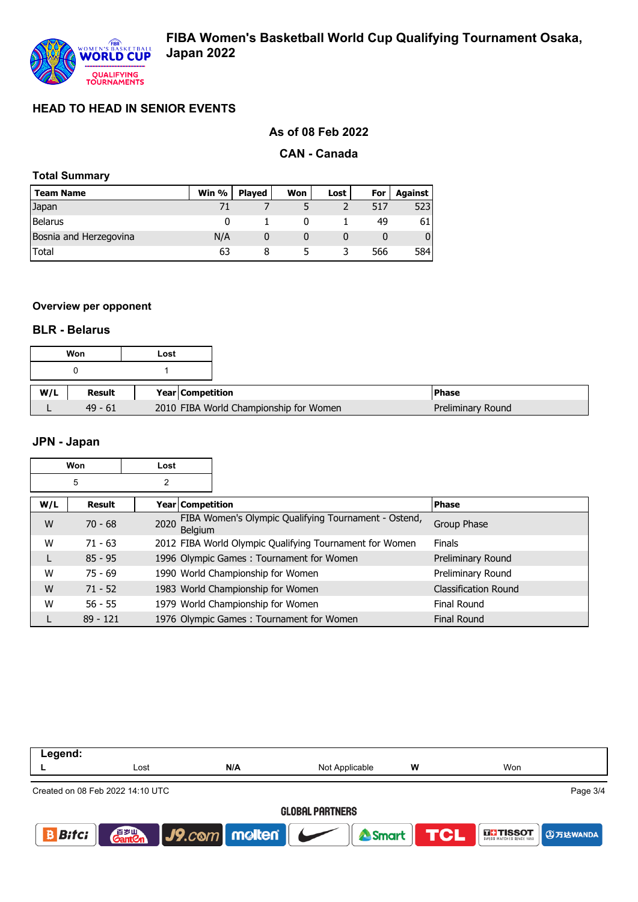# FIBA Women's Basketball World Cup Qualifying Tournament Osaka, Japan 2022

## HEAD TO HEAD IN SENIOR EVENTS

### As of 08 Feb 2022

### CAN - Canada

**Total Summary**

| Team Name | Win % | Played | Won | Lost | For | Against |
|---|---|---|---|---|---|---|
| Japan | 71 | 7 | 5 | 2 | 517 | 523 |
| Belarus | 0 | 1 | 0 | 1 | 49 | 61 |
| Bosnia and Herzegovina | N/A | 0 | 0 | 0 | 0 | 0 |
| Total | 63 | 8 | 5 | 3 | 566 | 584 |

**Overview per opponent**

### BLR - Belarus

| Won | Lost |
|---|---|
| 0 | 1 |

| W/L | Result | Year | Competition | Phase |
|---|---|---|---|---|
| L | 49 - 61 | 2010 | FIBA World Championship for Women | Preliminary Round |

### JPN - Japan

| Won | Lost |
|---|---|
| 5 | 2 |

| W/L | Result | Year | Competition | Phase |
|---|---|---|---|---|
| W | 70 - 68 | 2020 | FIBA Women's Olympic Qualifying Tournament - Ostend, Belgium | Group Phase |
| W | 71 - 63 | 2012 | FIBA World Olympic Qualifying Tournament for Women | Finals |
| L | 85 - 95 | 1996 | Olympic Games : Tournament for Women | Preliminary Round |
| W | 75 - 69 | 1990 | World Championship for Women | Preliminary Round |
| W | 71 - 52 | 1983 | World Championship for Women | Classification Round |
| W | 56 - 55 | 1979 | World Championship for Women | Final Round |
| L | 89 - 121 | 1976 | Olympic Games : Tournament for Women | Final Round |

**Legend:**

| L | Lost | N/A | Not Applicable | W | Won |
|---|---|---|---|---|---|

Created on 08 Feb 2022 14:10 UTC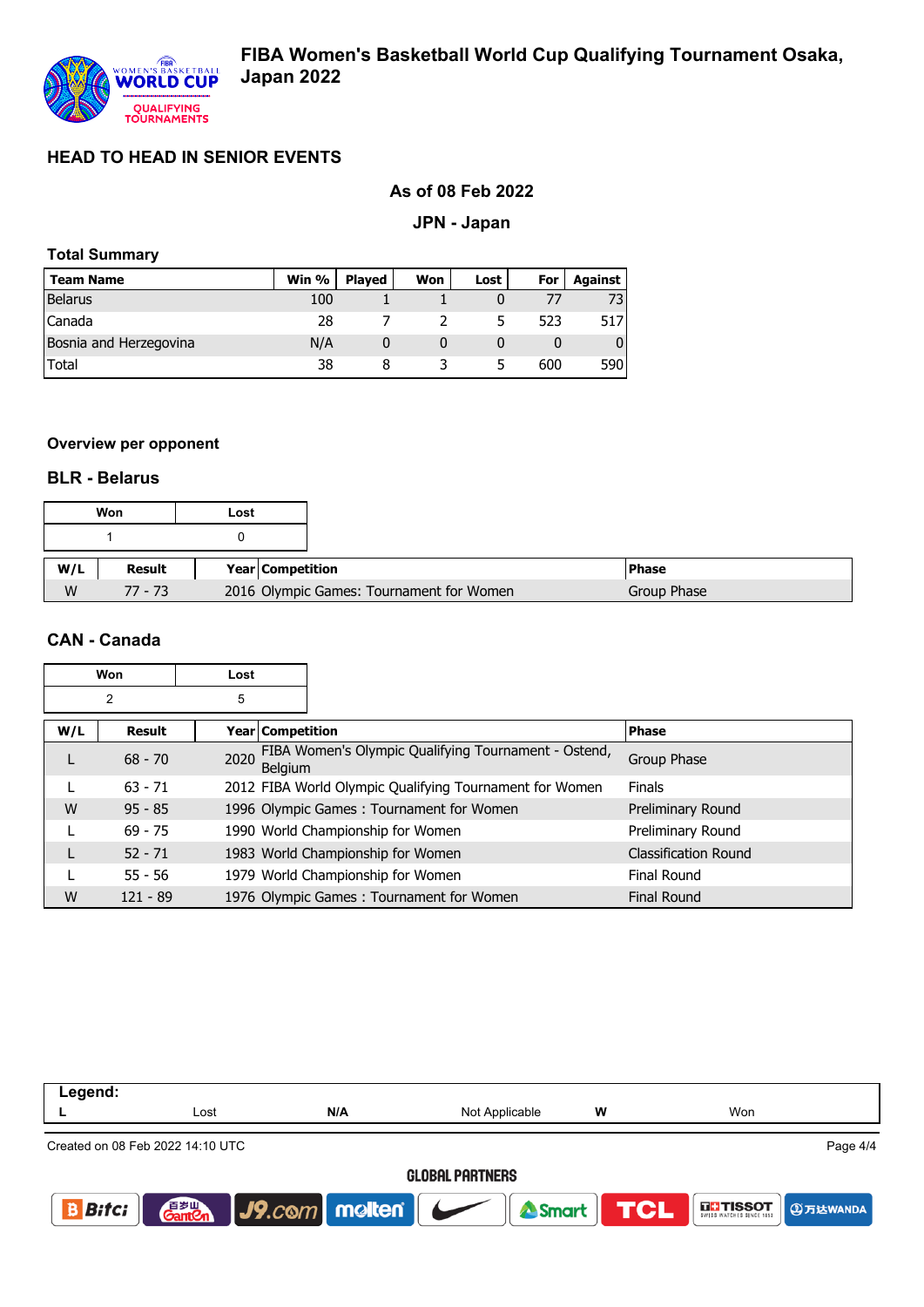# FIBA Women's Basketball World Cup Qualifying Tournament Osaka, Japan 2022

## HEAD TO HEAD IN SENIOR EVENTS

**As of 08 Feb 2022**

**JPN - Japan**

### Total Summary

| Team Name | Win % | Played | Won | Lost | For | Against |
|---|---|---|---|---|---|---|
| Belarus | 100 | 1 | 1 | 0 | 77 | 73 |
| Canada | 28 | 7 | 2 | 5 | 523 | 517 |
| Bosnia and Herzegovina | N/A | 0 | 0 | 0 | 0 | 0 |
| Total | 38 | 8 | 3 | 5 | 600 | 590 |

### Overview per opponent

### BLR - Belarus

| Won | Lost |
|---|---|
| 1 | 0 |

| W/L | Result | Year | Competition | Phase |
|---|---|---|---|---|
| W | 77 - 73 | 2016 | Olympic Games: Tournament for Women | Group Phase |

### CAN - Canada

| Won | Lost |
|---|---|
| 2 | 5 |

| W/L | Result | Year | Competition | Phase |
|---|---|---|---|---|
| L | 68 - 70 | 2020 | FIBA Women's Olympic Qualifying Tournament - Ostend, Belgium | Group Phase |
| L | 63 - 71 | 2012 | FIBA World Olympic Qualifying Tournament for Women | Finals |
| W | 95 - 85 | 1996 | Olympic Games : Tournament for Women | Preliminary Round |
| L | 69 - 75 | 1990 | World Championship for Women | Preliminary Round |
| L | 52 - 71 | 1983 | World Championship for Women | Classification Round |
| L | 55 - 56 | 1979 | World Championship for Women | Final Round |
| W | 121 - 89 | 1976 | Olympic Games : Tournament for Women | Final Round |

**Legend:**

| | | | | | |
|---|---|---|---|---|---|
| **L** | Lost | **N/A** | Not Applicable | **W** | Won |

Created on 08 Feb 2022 14:10 UTC